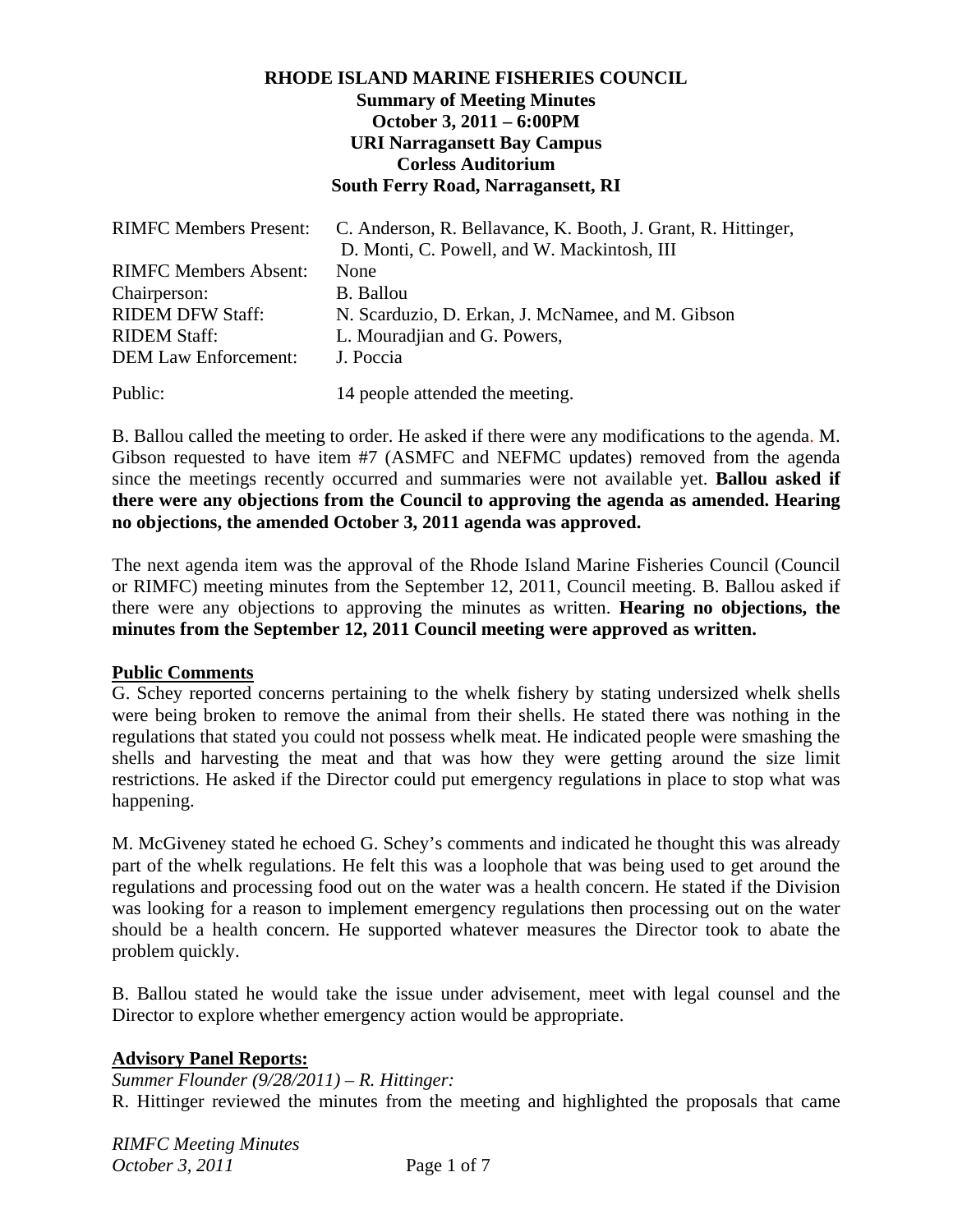**RHODE ISLAND MARINE FISHERIES COUNCIL**
**Summary of Meeting Minutes**
**October 3, 2011 – 6:00PM**
**URI Narragansett Bay Campus**
**Corless Auditorium**
**South Ferry Road, Narragansett, RI**

| | |
|---|---|
| RIMFC Members Present: | C. Anderson, R. Bellavance, K. Booth, J. Grant, R. Hittinger, D. Monti, C. Powell, and W. Mackintosh, III |
| RIMFC Members Absent: | None |
| Chairperson: | B. Ballou |
| RIDEM DFW Staff: | N. Scarduzio, D. Erkan, J. McNamee, and M. Gibson |
| RIDEM Staff: | L. Mouradjian and G. Powers, |
| DEM Law Enforcement: | J. Poccia |
| Public: | 14 people attended the meeting. |

B. Ballou called the meeting to order. He asked if there were any modifications to the agenda. M. Gibson requested to have item #7 (ASMFC and NEFMC updates) removed from the agenda since the meetings recently occurred and summaries were not available yet. **Ballou asked if there were any objections from the Council to approving the agenda as amended. Hearing no objections, the amended October 3, 2011 agenda was approved.**

The next agenda item was the approval of the Rhode Island Marine Fisheries Council (Council or RIMFC) meeting minutes from the September 12, 2011, Council meeting. B. Ballou asked if there were any objections to approving the minutes as written. **Hearing no objections, the minutes from the September 12, 2011 Council meeting were approved as written.**

**Public Comments**

G. Schey reported concerns pertaining to the whelk fishery by stating undersized whelk shells were being broken to remove the animal from their shells. He stated there was nothing in the regulations that stated you could not possess whelk meat. He indicated people were smashing the shells and harvesting the meat and that was how they were getting around the size limit restrictions. He asked if the Director could put emergency regulations in place to stop what was happening.

M. McGiveney stated he echoed G. Schey's comments and indicated he thought this was already part of the whelk regulations. He felt this was a loophole that was being used to get around the regulations and processing food out on the water was a health concern. He stated if the Division was looking for a reason to implement emergency regulations then processing out on the water should be a health concern. He supported whatever measures the Director took to abate the problem quickly.

B. Ballou stated he would take the issue under advisement, meet with legal counsel and the Director to explore whether emergency action would be appropriate.

**Advisory Panel Reports:**

*Summer Flounder (9/28/2011) – R. Hittinger:*

R. Hittinger reviewed the minutes from the meeting and highlighted the proposals that came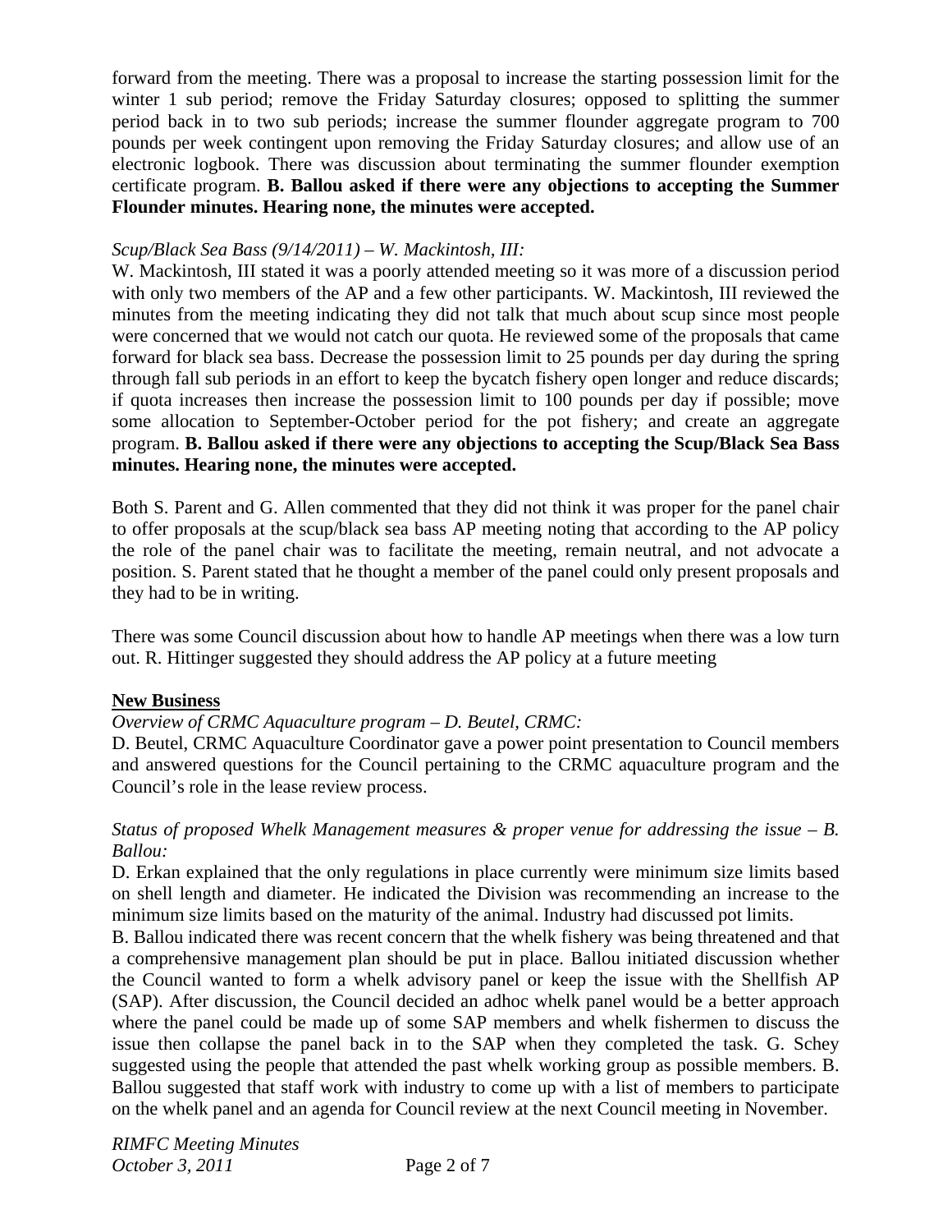forward from the meeting. There was a proposal to increase the starting possession limit for the winter 1 sub period; remove the Friday Saturday closures; opposed to splitting the summer period back in to two sub periods; increase the summer flounder aggregate program to 700 pounds per week contingent upon removing the Friday Saturday closures; and allow use of an electronic logbook. There was discussion about terminating the summer flounder exemption certificate program. **B. Ballou asked if there were any objections to accepting the Summer Flounder minutes. Hearing none, the minutes were accepted.**

*Scup/Black Sea Bass (9/14/2011) – W. Mackintosh, III:*

W. Mackintosh, III stated it was a poorly attended meeting so it was more of a discussion period with only two members of the AP and a few other participants. W. Mackintosh, III reviewed the minutes from the meeting indicating they did not talk that much about scup since most people were concerned that we would not catch our quota. He reviewed some of the proposals that came forward for black sea bass. Decrease the possession limit to 25 pounds per day during the spring through fall sub periods in an effort to keep the bycatch fishery open longer and reduce discards; if quota increases then increase the possession limit to 100 pounds per day if possible; move some allocation to September-October period for the pot fishery; and create an aggregate program. **B. Ballou asked if there were any objections to accepting the Scup/Black Sea Bass minutes. Hearing none, the minutes were accepted.**

Both S. Parent and G. Allen commented that they did not think it was proper for the panel chair to offer proposals at the scup/black sea bass AP meeting noting that according to the AP policy the role of the panel chair was to facilitate the meeting, remain neutral, and not advocate a position. S. Parent stated that he thought a member of the panel could only present proposals and they had to be in writing.

There was some Council discussion about how to handle AP meetings when there was a low turn out. R. Hittinger suggested they should address the AP policy at a future meeting

## New Business

*Overview of CRMC Aquaculture program – D. Beutel, CRMC:*

D. Beutel, CRMC Aquaculture Coordinator gave a power point presentation to Council members and answered questions for the Council pertaining to the CRMC aquaculture program and the Council's role in the lease review process.

*Status of proposed Whelk Management measures & proper venue for addressing the issue – B. Ballou:*

D. Erkan explained that the only regulations in place currently were minimum size limits based on shell length and diameter. He indicated the Division was recommending an increase to the minimum size limits based on the maturity of the animal. Industry had discussed pot limits.

B. Ballou indicated there was recent concern that the whelk fishery was being threatened and that a comprehensive management plan should be put in place. Ballou initiated discussion whether the Council wanted to form a whelk advisory panel or keep the issue with the Shellfish AP (SAP). After discussion, the Council decided an adhoc whelk panel would be a better approach where the panel could be made up of some SAP members and whelk fishermen to discuss the issue then collapse the panel back in to the SAP when they completed the task. G. Schey suggested using the people that attended the past whelk working group as possible members. B. Ballou suggested that staff work with industry to come up with a list of members to participate on the whelk panel and an agenda for Council review at the next Council meeting in November.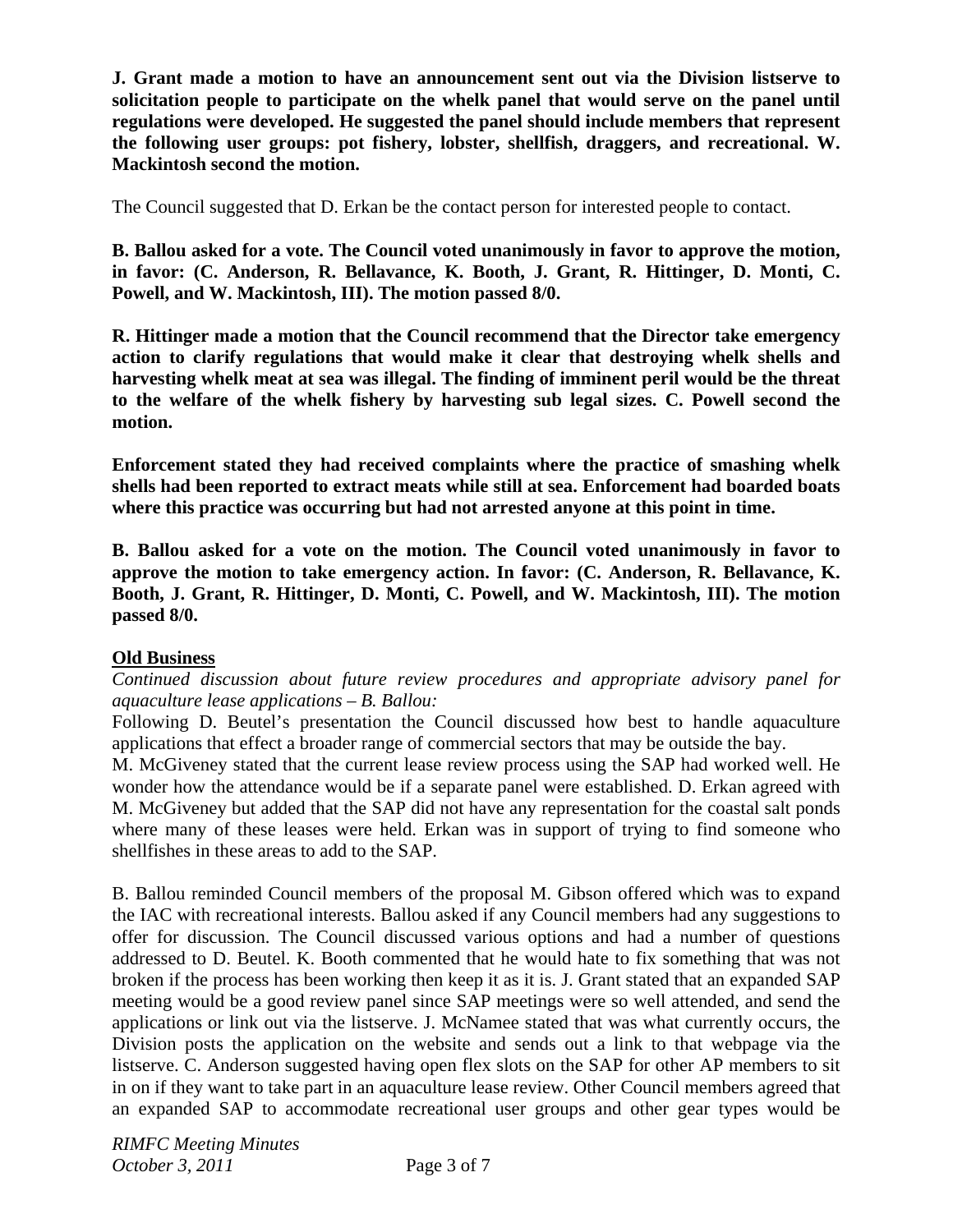**J. Grant made a motion to have an announcement sent out via the Division listserve to solicitation people to participate on the whelk panel that would serve on the panel until regulations were developed. He suggested the panel should include members that represent the following user groups: pot fishery, lobster, shellfish, draggers, and recreational. W. Mackintosh second the motion.**

The Council suggested that D. Erkan be the contact person for interested people to contact.

**B. Ballou asked for a vote. The Council voted unanimously in favor to approve the motion, in favor: (C. Anderson, R. Bellavance, K. Booth, J. Grant, R. Hittinger, D. Monti, C. Powell, and W. Mackintosh, III). The motion passed 8/0.**

**R. Hittinger made a motion that the Council recommend that the Director take emergency action to clarify regulations that would make it clear that destroying whelk shells and harvesting whelk meat at sea was illegal. The finding of imminent peril would be the threat to the welfare of the whelk fishery by harvesting sub legal sizes. C. Powell second the motion.**

**Enforcement stated they had received complaints where the practice of smashing whelk shells had been reported to extract meats while still at sea. Enforcement had boarded boats where this practice was occurring but had not arrested anyone at this point in time.**

**B. Ballou asked for a vote on the motion. The Council voted unanimously in favor to approve the motion to take emergency action. In favor: (C. Anderson, R. Bellavance, K. Booth, J. Grant, R. Hittinger, D. Monti, C. Powell, and W. Mackintosh, III). The motion passed 8/0.**

## Old Business

*Continued discussion about future review procedures and appropriate advisory panel for aquaculture lease applications – B. Ballou:*

Following D. Beutel's presentation the Council discussed how best to handle aquaculture applications that effect a broader range of commercial sectors that may be outside the bay.
M. McGiveney stated that the current lease review process using the SAP had worked well. He wonder how the attendance would be if a separate panel were established. D. Erkan agreed with M. McGiveney but added that the SAP did not have any representation for the coastal salt ponds where many of these leases were held. Erkan was in support of trying to find someone who shellfishes in these areas to add to the SAP.

B. Ballou reminded Council members of the proposal M. Gibson offered which was to expand the IAC with recreational interests. Ballou asked if any Council members had any suggestions to offer for discussion. The Council discussed various options and had a number of questions addressed to D. Beutel. K. Booth commented that he would hate to fix something that was not broken if the process has been working then keep it as it is. J. Grant stated that an expanded SAP meeting would be a good review panel since SAP meetings were so well attended, and send the applications or link out via the listserve. J. McNamee stated that was what currently occurs, the Division posts the application on the website and sends out a link to that webpage via the listserve. C. Anderson suggested having open flex slots on the SAP for other AP members to sit in on if they want to take part in an aquaculture lease review. Other Council members agreed that an expanded SAP to accommodate recreational user groups and other gear types would be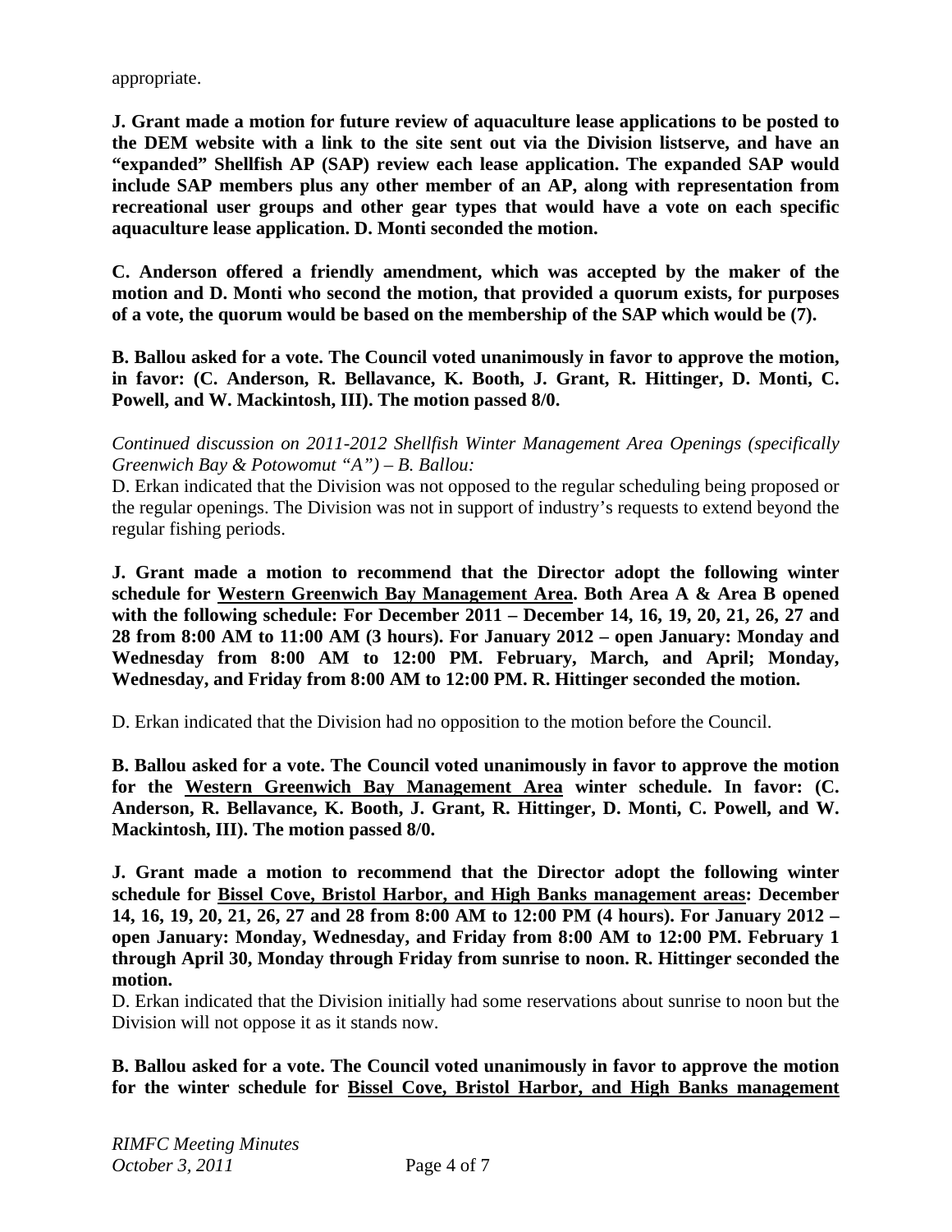appropriate.

**J. Grant made a motion for future review of aquaculture lease applications to be posted to the DEM website with a link to the site sent out via the Division listserve, and have an "expanded" Shellfish AP (SAP) review each lease application. The expanded SAP would include SAP members plus any other member of an AP, along with representation from recreational user groups and other gear types that would have a vote on each specific aquaculture lease application. D. Monti seconded the motion.**

**C. Anderson offered a friendly amendment, which was accepted by the maker of the motion and D. Monti who second the motion, that provided a quorum exists, for purposes of a vote, the quorum would be based on the membership of the SAP which would be (7).**

**B. Ballou asked for a vote. The Council voted unanimously in favor to approve the motion, in favor: (C. Anderson, R. Bellavance, K. Booth, J. Grant, R. Hittinger, D. Monti, C. Powell, and W. Mackintosh, III). The motion passed 8/0.**

*Continued discussion on 2011-2012 Shellfish Winter Management Area Openings (specifically Greenwich Bay & Potowomut "A") – B. Ballou:*

D. Erkan indicated that the Division was not opposed to the regular scheduling being proposed or the regular openings. The Division was not in support of industry's requests to extend beyond the regular fishing periods.

**J. Grant made a motion to recommend that the Director adopt the following winter schedule for <u>Western Greenwich Bay Management Area</u>. Both Area A & Area B opened with the following schedule: For December 2011 – December 14, 16, 19, 20, 21, 26, 27 and 28 from 8:00 AM to 11:00 AM (3 hours). For January 2012 – open January: Monday and Wednesday from 8:00 AM to 12:00 PM. February, March, and April; Monday, Wednesday, and Friday from 8:00 AM to 12:00 PM. R. Hittinger seconded the motion.**

D. Erkan indicated that the Division had no opposition to the motion before the Council.

**B. Ballou asked for a vote. The Council voted unanimously in favor to approve the motion for the <u>Western Greenwich Bay Management Area</u> winter schedule. In favor: (C. Anderson, R. Bellavance, K. Booth, J. Grant, R. Hittinger, D. Monti, C. Powell, and W. Mackintosh, III). The motion passed 8/0.**

**J. Grant made a motion to recommend that the Director adopt the following winter schedule for <u>Bissel Cove, Bristol Harbor, and High Banks management areas</u>: December 14, 16, 19, 20, 21, 26, 27 and 28 from 8:00 AM to 12:00 PM (4 hours). For January 2012 – open January: Monday, Wednesday, and Friday from 8:00 AM to 12:00 PM. February 1 through April 30, Monday through Friday from sunrise to noon. R. Hittinger seconded the motion.**

D. Erkan indicated that the Division initially had some reservations about sunrise to noon but the Division will not oppose it as it stands now.

**B. Ballou asked for a vote. The Council voted unanimously in favor to approve the motion for the winter schedule for <u>Bissel Cove, Bristol Harbor, and High Banks management</u>**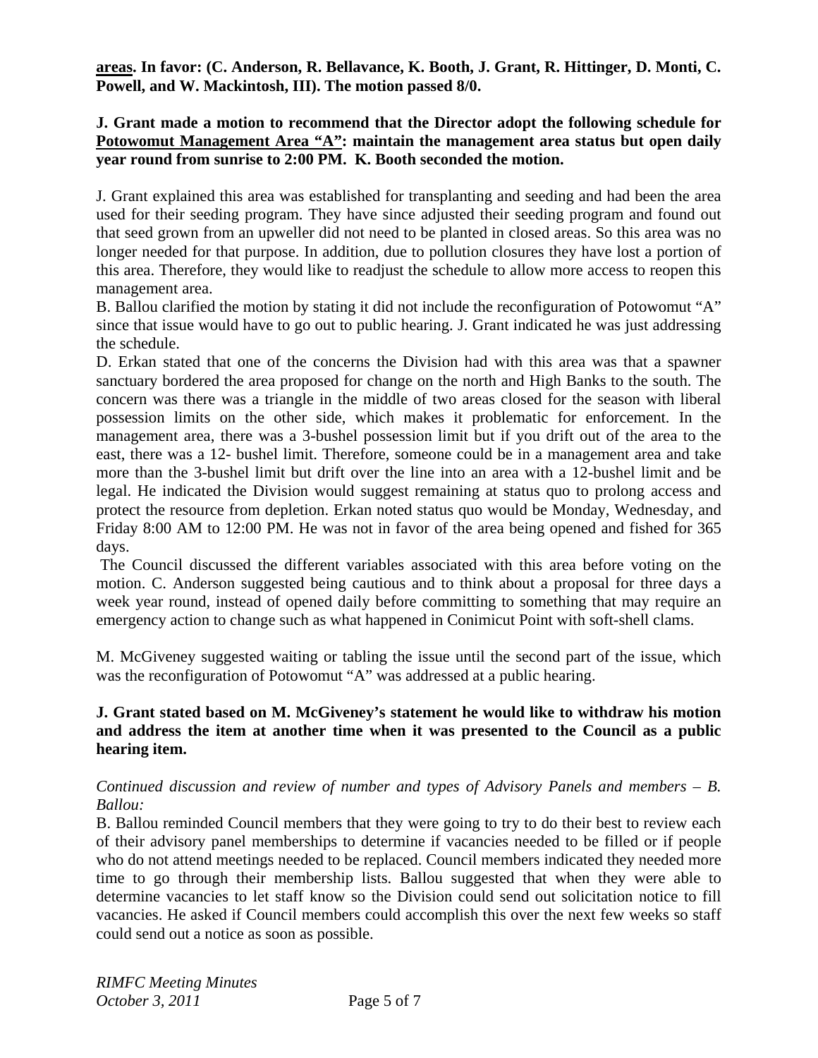**<u>areas</u>. In favor: (C. Anderson, R. Bellavance, K. Booth, J. Grant, R. Hittinger, D. Monti, C. Powell, and W. Mackintosh, III). The motion passed 8/0.**

**J. Grant made a motion to recommend that the Director adopt the following schedule for <u>Potowomut Management Area "A"</u>: maintain the management area status but open daily year round from sunrise to 2:00 PM. K. Booth seconded the motion.**

J. Grant explained this area was established for transplanting and seeding and had been the area used for their seeding program. They have since adjusted their seeding program and found out that seed grown from an upweller did not need to be planted in closed areas. So this area was no longer needed for that purpose. In addition, due to pollution closures they have lost a portion of this area. Therefore, they would like to readjust the schedule to allow more access to reopen this management area.

B. Ballou clarified the motion by stating it did not include the reconfiguration of Potowomut "A" since that issue would have to go out to public hearing. J. Grant indicated he was just addressing the schedule.

D. Erkan stated that one of the concerns the Division had with this area was that a spawner sanctuary bordered the area proposed for change on the north and High Banks to the south. The concern was there was a triangle in the middle of two areas closed for the season with liberal possession limits on the other side, which makes it problematic for enforcement. In the management area, there was a 3-bushel possession limit but if you drift out of the area to the east, there was a 12- bushel limit. Therefore, someone could be in a management area and take more than the 3-bushel limit but drift over the line into an area with a 12-bushel limit and be legal. He indicated the Division would suggest remaining at status quo to prolong access and protect the resource from depletion. Erkan noted status quo would be Monday, Wednesday, and Friday 8:00 AM to 12:00 PM. He was not in favor of the area being opened and fished for 365 days.

The Council discussed the different variables associated with this area before voting on the motion. C. Anderson suggested being cautious and to think about a proposal for three days a week year round, instead of opened daily before committing to something that may require an emergency action to change such as what happened in Conimicut Point with soft-shell clams.

M. McGiveney suggested waiting or tabling the issue until the second part of the issue, which was the reconfiguration of Potowomut "A" was addressed at a public hearing.

**J. Grant stated based on M. McGiveney's statement he would like to withdraw his motion and address the item at another time when it was presented to the Council as a public hearing item.**

*Continued discussion and review of number and types of Advisory Panels and members – B. Ballou:*

B. Ballou reminded Council members that they were going to try to do their best to review each of their advisory panel memberships to determine if vacancies needed to be filled or if people who do not attend meetings needed to be replaced. Council members indicated they needed more time to go through their membership lists. Ballou suggested that when they were able to determine vacancies to let staff know so the Division could send out solicitation notice to fill vacancies. He asked if Council members could accomplish this over the next few weeks so staff could send out a notice as soon as possible.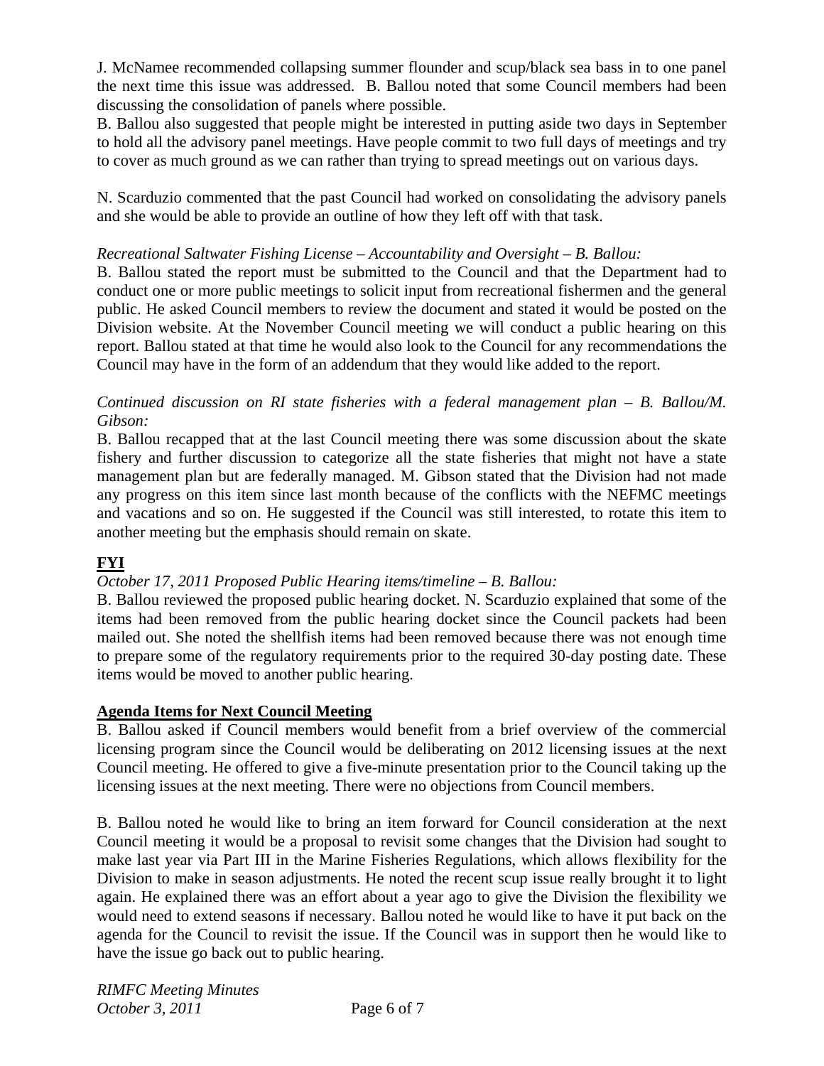J. McNamee recommended collapsing summer flounder and scup/black sea bass in to one panel the next time this issue was addressed. B. Ballou noted that some Council members had been discussing the consolidation of panels where possible.

B. Ballou also suggested that people might be interested in putting aside two days in September to hold all the advisory panel meetings. Have people commit to two full days of meetings and try to cover as much ground as we can rather than trying to spread meetings out on various days.

N. Scarduzio commented that the past Council had worked on consolidating the advisory panels and she would be able to provide an outline of how they left off with that task.

*Recreational Saltwater Fishing License – Accountability and Oversight – B. Ballou:*

B. Ballou stated the report must be submitted to the Council and that the Department had to conduct one or more public meetings to solicit input from recreational fishermen and the general public. He asked Council members to review the document and stated it would be posted on the Division website. At the November Council meeting we will conduct a public hearing on this report. Ballou stated at that time he would also look to the Council for any recommendations the Council may have in the form of an addendum that they would like added to the report.

*Continued discussion on RI state fisheries with a federal management plan – B. Ballou/M. Gibson:*

B. Ballou recapped that at the last Council meeting there was some discussion about the skate fishery and further discussion to categorize all the state fisheries that might not have a state management plan but are federally managed. M. Gibson stated that the Division had not made any progress on this item since last month because of the conflicts with the NEFMC meetings and vacations and so on. He suggested if the Council was still interested, to rotate this item to another meeting but the emphasis should remain on skate.

## FYI

*October 17, 2011 Proposed Public Hearing items/timeline – B. Ballou:*

B. Ballou reviewed the proposed public hearing docket. N. Scarduzio explained that some of the items had been removed from the public hearing docket since the Council packets had been mailed out. She noted the shellfish items had been removed because there was not enough time to prepare some of the regulatory requirements prior to the required 30-day posting date. These items would be moved to another public hearing.

## Agenda Items for Next Council Meeting

B. Ballou asked if Council members would benefit from a brief overview of the commercial licensing program since the Council would be deliberating on 2012 licensing issues at the next Council meeting. He offered to give a five-minute presentation prior to the Council taking up the licensing issues at the next meeting. There were no objections from Council members.

B. Ballou noted he would like to bring an item forward for Council consideration at the next Council meeting it would be a proposal to revisit some changes that the Division had sought to make last year via Part III in the Marine Fisheries Regulations, which allows flexibility for the Division to make in season adjustments. He noted the recent scup issue really brought it to light again. He explained there was an effort about a year ago to give the Division the flexibility we would need to extend seasons if necessary. Ballou noted he would like to have it put back on the agenda for the Council to revisit the issue. If the Council was in support then he would like to have the issue go back out to public hearing.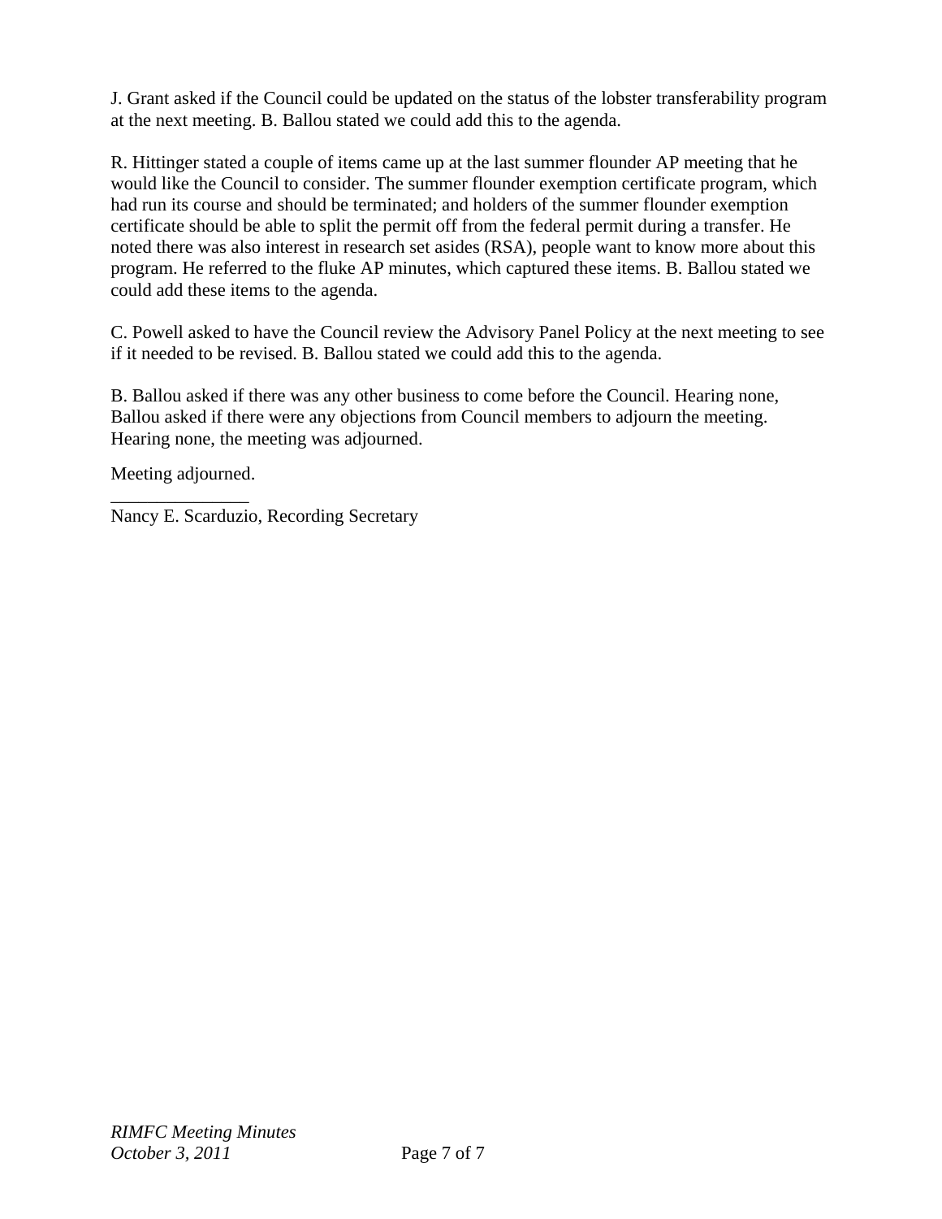J. Grant asked if the Council could be updated on the status of the lobster transferability program at the next meeting. B. Ballou stated we could add this to the agenda.

R. Hittinger stated a couple of items came up at the last summer flounder AP meeting that he would like the Council to consider. The summer flounder exemption certificate program, which had run its course and should be terminated; and holders of the summer flounder exemption certificate should be able to split the permit off from the federal permit during a transfer. He noted there was also interest in research set asides (RSA), people want to know more about this program. He referred to the fluke AP minutes, which captured these items. B. Ballou stated we could add these items to the agenda.

C. Powell asked to have the Council review the Advisory Panel Policy at the next meeting to see if it needed to be revised. B. Ballou stated we could add this to the agenda.

B. Ballou asked if there was any other business to come before the Council. Hearing none, Ballou asked if there were any objections from Council members to adjourn the meeting. Hearing none, the meeting was adjourned.

Meeting adjourned.

_______________
Nancy E. Scarduzio, Recording Secretary